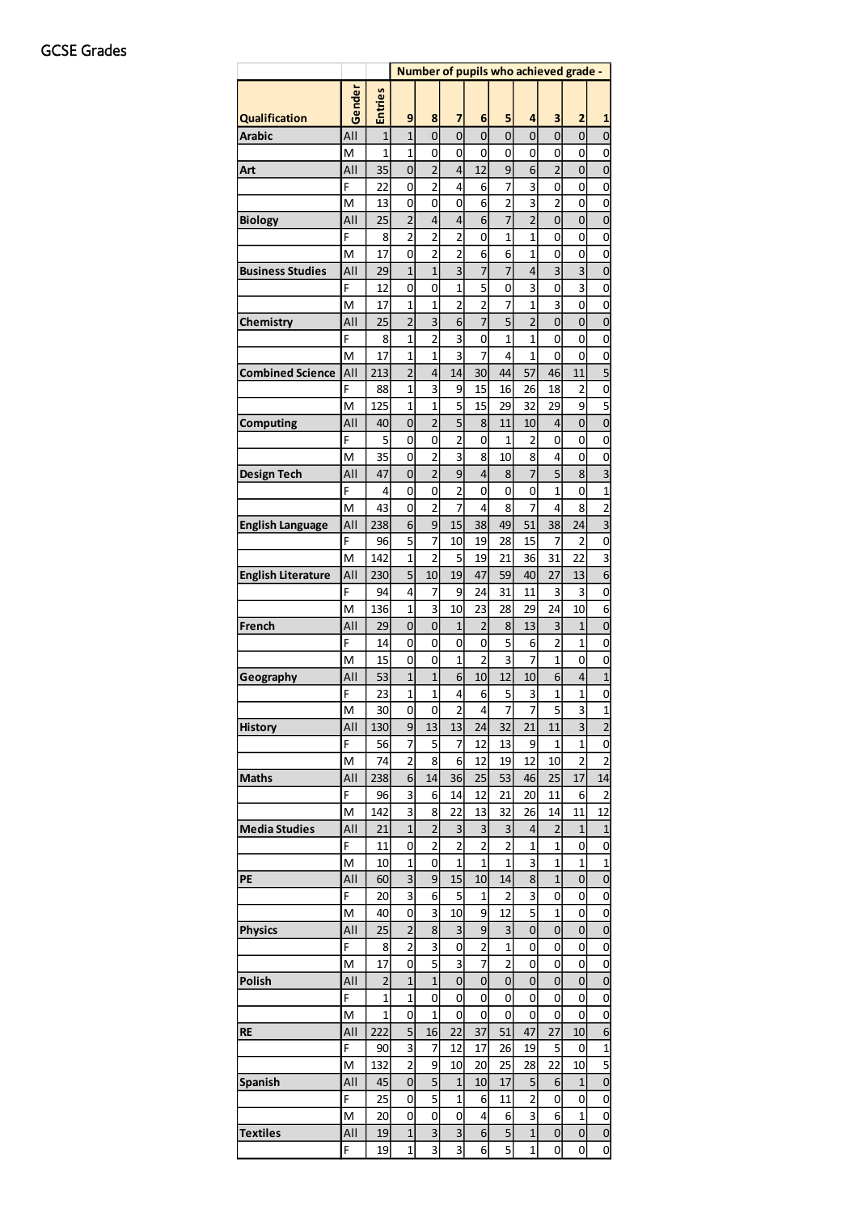GCSE Grades

| | | | Number of pupils who achieved grade - | | | | | | | | |
|---|---|---|---|---|---|---|---|---|---|---|---|
| Qualification | Gender | Entries | 9 | 8 | 7 | 6 | 5 | 4 | 3 | 2 | 1 |
| Arabic | All | 1 | 1 | 0 | 0 | 0 | 0 | 0 | 0 | 0 | 0 |
| | M | 1 | 1 | 0 | 0 | 0 | 0 | 0 | 0 | 0 | 0 |
| Art | All | 35 | 0 | 2 | 4 | 12 | 9 | 6 | 2 | 0 | 0 |
| | F | 22 | 0 | 2 | 4 | 6 | 7 | 3 | 0 | 0 | 0 |
| | M | 13 | 0 | 0 | 0 | 6 | 2 | 3 | 2 | 0 | 0 |
| Biology | All | 25 | 2 | 4 | 4 | 6 | 7 | 2 | 0 | 0 | 0 |
| | F | 8 | 2 | 2 | 2 | 0 | 1 | 1 | 0 | 0 | 0 |
| | M | 17 | 0 | 2 | 2 | 6 | 6 | 1 | 0 | 0 | 0 |
| Business Studies | All | 29 | 1 | 1 | 3 | 7 | 7 | 4 | 3 | 3 | 0 |
| | F | 12 | 0 | 0 | 1 | 5 | 0 | 3 | 0 | 3 | 0 |
| | M | 17 | 1 | 1 | 2 | 2 | 7 | 1 | 3 | 0 | 0 |
| Chemistry | All | 25 | 2 | 3 | 6 | 7 | 5 | 2 | 0 | 0 | 0 |
| | F | 8 | 1 | 2 | 3 | 0 | 1 | 1 | 0 | 0 | 0 |
| | M | 17 | 1 | 1 | 3 | 7 | 4 | 1 | 0 | 0 | 0 |
| Combined Science | All | 213 | 2 | 4 | 14 | 30 | 44 | 57 | 46 | 11 | 5 |
| | F | 88 | 1 | 3 | 9 | 15 | 16 | 26 | 18 | 2 | 0 |
| | M | 125 | 1 | 1 | 5 | 15 | 29 | 32 | 29 | 9 | 5 |
| Computing | All | 40 | 0 | 2 | 5 | 8 | 11 | 10 | 4 | 0 | 0 |
| | F | 5 | 0 | 0 | 2 | 0 | 1 | 2 | 0 | 0 | 0 |
| | M | 35 | 0 | 2 | 3 | 8 | 10 | 8 | 4 | 0 | 0 |
| Design Tech | All | 47 | 0 | 2 | 9 | 4 | 8 | 7 | 5 | 8 | 3 |
| | F | 4 | 0 | 0 | 2 | 0 | 0 | 0 | 1 | 0 | 1 |
| | M | 43 | 0 | 2 | 7 | 4 | 8 | 7 | 4 | 8 | 2 |
| English Language | All | 238 | 6 | 9 | 15 | 38 | 49 | 51 | 38 | 24 | 3 |
| | F | 96 | 5 | 7 | 10 | 19 | 28 | 15 | 7 | 2 | 0 |
| | M | 142 | 1 | 2 | 5 | 19 | 21 | 36 | 31 | 22 | 3 |
| English Literature | All | 230 | 5 | 10 | 19 | 47 | 59 | 40 | 27 | 13 | 6 |
| | F | 94 | 4 | 7 | 9 | 24 | 31 | 11 | 3 | 3 | 0 |
| | M | 136 | 1 | 3 | 10 | 23 | 28 | 29 | 24 | 10 | 6 |
| French | All | 29 | 0 | 0 | 1 | 2 | 8 | 13 | 3 | 1 | 0 |
| | F | 14 | 0 | 0 | 0 | 0 | 5 | 6 | 2 | 1 | 0 |
| | M | 15 | 0 | 0 | 1 | 2 | 3 | 7 | 1 | 0 | 0 |
| Geography | All | 53 | 1 | 1 | 6 | 10 | 12 | 10 | 6 | 4 | 1 |
| | F | 23 | 1 | 1 | 4 | 6 | 5 | 3 | 1 | 1 | 0 |
| | M | 30 | 0 | 0 | 2 | 4 | 7 | 7 | 5 | 3 | 1 |
| History | All | 130 | 9 | 13 | 13 | 24 | 32 | 21 | 11 | 3 | 2 |
| | F | 56 | 7 | 5 | 7 | 12 | 13 | 9 | 1 | 1 | 0 |
| | M | 74 | 2 | 8 | 6 | 12 | 19 | 12 | 10 | 2 | 2 |
| Maths | All | 238 | 6 | 14 | 36 | 25 | 53 | 46 | 25 | 17 | 14 |
| | F | 96 | 3 | 6 | 14 | 12 | 21 | 20 | 11 | 6 | 2 |
| | M | 142 | 3 | 8 | 22 | 13 | 32 | 26 | 14 | 11 | 12 |
| Media Studies | All | 21 | 1 | 2 | 3 | 3 | 3 | 4 | 2 | 1 | 1 |
| | F | 11 | 0 | 2 | 2 | 2 | 2 | 1 | 1 | 0 | 0 |
| | M | 10 | 1 | 0 | 1 | 1 | 1 | 3 | 1 | 1 | 1 |
| PE | All | 60 | 3 | 9 | 15 | 10 | 14 | 8 | 1 | 0 | 0 |
| | F | 20 | 3 | 6 | 5 | 1 | 2 | 3 | 0 | 0 | 0 |
| | M | 40 | 0 | 3 | 10 | 9 | 12 | 5 | 1 | 0 | 0 |
| Physics | All | 25 | 2 | 8 | 3 | 9 | 3 | 0 | 0 | 0 | 0 |
| | F | 8 | 2 | 3 | 0 | 2 | 1 | 0 | 0 | 0 | 0 |
| | M | 17 | 0 | 5 | 3 | 7 | 2 | 0 | 0 | 0 | 0 |
| Polish | All | 2 | 1 | 1 | 0 | 0 | 0 | 0 | 0 | 0 | 0 |
| | F | 1 | 1 | 0 | 0 | 0 | 0 | 0 | 0 | 0 | 0 |
| | M | 1 | 0 | 1 | 0 | 0 | 0 | 0 | 0 | 0 | 0 |
| RE | All | 222 | 5 | 16 | 22 | 37 | 51 | 47 | 27 | 10 | 6 |
| | F | 90 | 3 | 7 | 12 | 17 | 26 | 19 | 5 | 0 | 1 |
| | M | 132 | 2 | 9 | 10 | 20 | 25 | 28 | 22 | 10 | 5 |
| Spanish | All | 45 | 0 | 5 | 1 | 10 | 17 | 5 | 6 | 1 | 0 |
| | F | 25 | 0 | 5 | 1 | 6 | 11 | 2 | 0 | 0 | 0 |
| | M | 20 | 0 | 0 | 0 | 4 | 6 | 3 | 6 | 1 | 0 |
| Textiles | All | 19 | 1 | 3 | 3 | 6 | 5 | 1 | 0 | 0 | 0 |
| | F | 19 | 1 | 3 | 3 | 6 | 5 | 1 | 0 | 0 | 0 |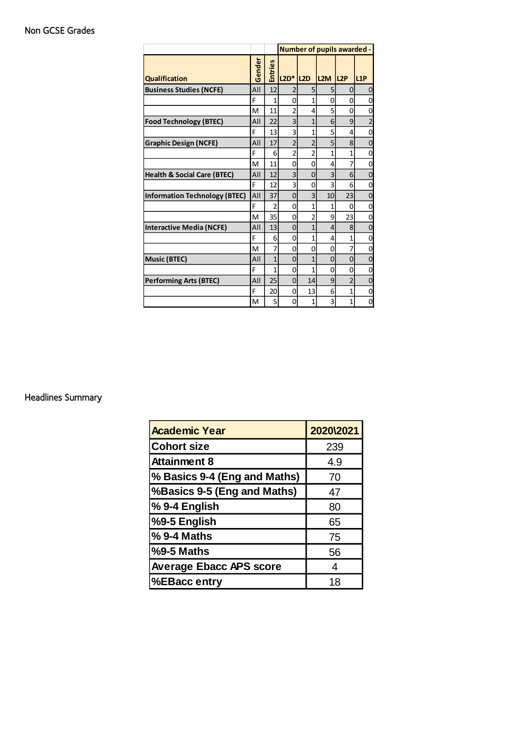Non GCSE Grades

| | | | Number of pupils awarded - | | | | |
|---|---|---|---|---|---|---|---|
| **Qualification** | **Gender** | **Entries** | **L2D*** | **L2D** | **L2M** | **L2P** | **L1P** |
| **Business Studies (NCFE)** | All | 12 | 2 | 5 | 5 | 0 | 0 |
| | F | 1 | 0 | 1 | 0 | 0 | 0 |
| | M | 11 | 2 | 4 | 5 | 0 | 0 |
| **Food Technology (BTEC)** | All | 22 | 3 | 1 | 6 | 9 | 2 |
| | F | 13 | 3 | 1 | 5 | 4 | 0 |
| **Graphic Design (NCFE)** | All | 17 | 2 | 2 | 5 | 8 | 0 |
| | F | 6 | 2 | 2 | 1 | 1 | 0 |
| | M | 11 | 0 | 0 | 4 | 7 | 0 |
| **Health & Social Care (BTEC)** | All | 12 | 3 | 0 | 3 | 6 | 0 |
| | F | 12 | 3 | 0 | 3 | 6 | 0 |
| **Information Technology (BTEC)** | All | 37 | 0 | 3 | 10 | 23 | 0 |
| | F | 2 | 0 | 1 | 1 | 0 | 0 |
| | M | 35 | 0 | 2 | 9 | 23 | 0 |
| **Interactive Media (NCFE)** | All | 13 | 0 | 1 | 4 | 8 | 0 |
| | F | 6 | 0 | 1 | 4 | 1 | 0 |
| | M | 7 | 0 | 0 | 0 | 7 | 0 |
| **Music (BTEC)** | All | 1 | 0 | 1 | 0 | 0 | 0 |
| | F | 1 | 0 | 1 | 0 | 0 | 0 |
| **Performing Arts (BTEC)** | All | 25 | 0 | 14 | 9 | 2 | 0 |
| | F | 20 | 0 | 13 | 6 | 1 | 0 |
| | M | 5 | 0 | 1 | 3 | 1 | 0 |

Headlines Summary

| **Academic Year** | **2020\2021** |
|---|---|
| **Cohort size** | 239 |
| **Attainment 8** | 4.9 |
| **% Basics 9-4 (Eng and Maths)** | 70 |
| **%Basics 9-5 (Eng and Maths)** | 47 |
| **% 9-4 English** | 80 |
| **%9-5 English** | 65 |
| **% 9-4 Maths** | 75 |
| **%9-5 Maths** | 56 |
| **Average Ebacc APS score** | 4 |
| **%EBacc entry** | 18 |